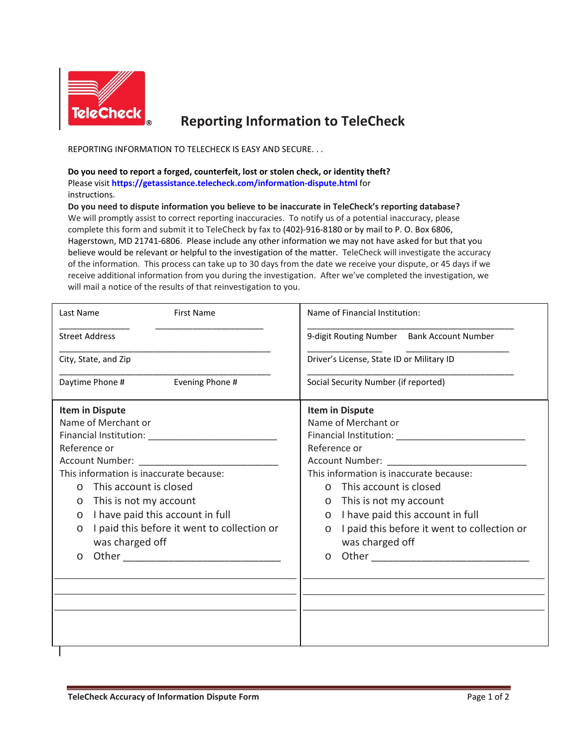# Reporting Information to TeleCheck

REPORTING INFORMATION TO TELECHECK IS EASY AND SECURE. . .

**Do you need to report a forged, counterfeit, lost or stolen check, or identity theft?**
Please visit **https://getassistance.telecheck.com/information-dispute.html** for instructions.

**Do you need to dispute information you believe to be inaccurate in TeleCheck's reporting database?**
We will promptly assist to correct reporting inaccuracies. To notify us of a potential inaccuracy, please complete this form and submit it to TeleCheck by fax to (402)-916-8180 or by mail to P. O. Box 6806, Hagerstown, MD 21741-6806. Please include any other information we may not have asked for but that you believe would be relevant or helpful to the investigation of the matter. TeleCheck will investigate the accuracy of the information. This process can take up to 30 days from the date we receive your dispute, or 45 days if we receive additional information from you during the investigation. After we've completed the investigation, we will mail a notice of the results of that reinvestigation to you.

| | |
|---|---|
| Last Name ______________ First Name ______________________ | Name of Financial Institution: ____________________________________________ |
| Street Address ____________________________________________ | 9-digit Routing Number ______________ Bank Account Number ______________________ |
| City, State, and Zip ____________________________________________ | Driver's License, State ID or Military ID ____________________________________________ |
| Daytime Phone # Evening Phone # | Social Security Number (if reported) |

| | |
|---|---|
| **Item in Dispute**<br>Name of Merchant or Financial Institution: ________________________<br>Reference or Account Number: __________________________<br>This information is inaccurate because:<br>o This account is closed<br>o This is not my account<br>o I have paid this account in full<br>o I paid this before it went to collection or was charged off<br>o Other ____________________________<br>____________________________________________<br>____________________________________________<br>____________________________________________ | **Item in Dispute**<br>Name of Merchant or Financial Institution: ________________________<br>Reference or Account Number: __________________________<br>This information is inaccurate because:<br>o This account is closed<br>o This is not my account<br>o I have paid this account in full<br>o I paid this before it went to collection or was charged off<br>o Other ____________________________<br>____________________________________________<br>____________________________________________<br>____________________________________________ |

**TeleCheck Accuracy of Information Dispute Form**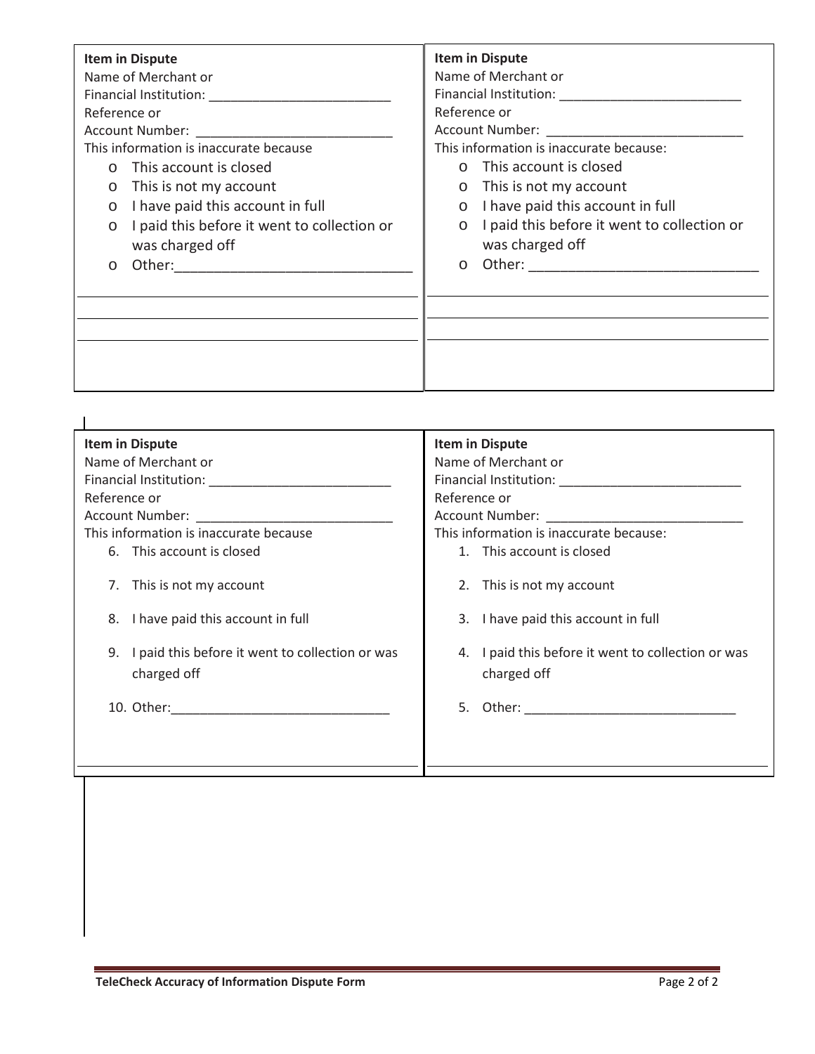**Item in Dispute**

Name of Merchant or
Financial Institution: _________________________

Reference or
Account Number: ___________________________

This information is inaccurate because

- o This account is closed
- o This is not my account
- o I have paid this account in full
- o I paid this before it went to collection or was charged off
- o Other:______________________________

______________________________________________

______________________________________________

______________________________________________

**Item in Dispute**

Name of Merchant or
Financial Institution: _________________________

Reference or
Account Number: ___________________________

This information is inaccurate because:

- o This account is closed
- o This is not my account
- o I have paid this account in full
- o I paid this before it went to collection or was charged off
- o Other: _____________________________

______________________________________________

______________________________________________

______________________________________________

**Item in Dispute**

Name of Merchant or
Financial Institution: _________________________

Reference or
Account Number: ___________________________

This information is inaccurate because

6. This account is closed
7. This is not my account
8. I have paid this account in full
9. I paid this before it went to collection or was charged off
10. Other:______________________________

______________________________________________

**Item in Dispute**

Name of Merchant or
Financial Institution: _________________________

Reference or
Account Number: ___________________________

This information is inaccurate because:

1. This account is closed
2. This is not my account
3. I have paid this account in full
4. I paid this before it went to collection or was charged off
5. Other: _____________________________

______________________________________________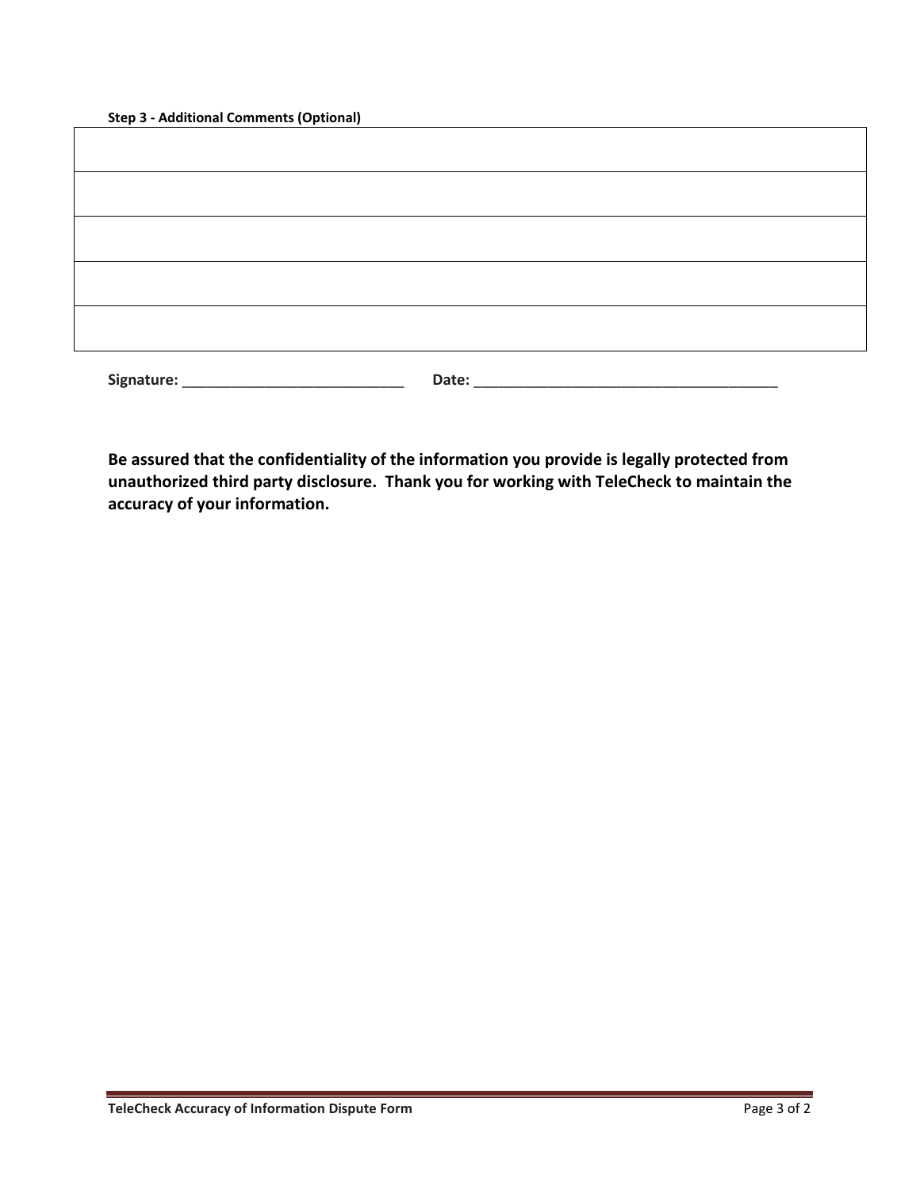**Step 3 - Additional Comments (Optional)**

| |
|---|
| |
| |
| |
| |
| |

**Signature:** ____________________________ **Date:** _______________________________________

**Be assured that the confidentiality of the information you provide is legally protected from unauthorized third party disclosure. Thank you for working with TeleCheck to maintain the accuracy of your information.**